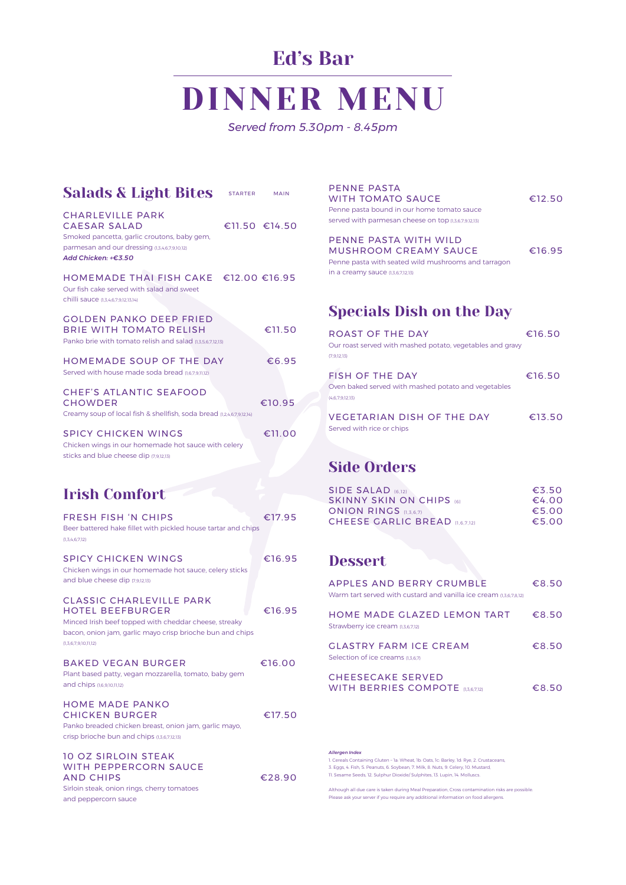# Ed's Bar

# DINNER MENU

*Served from 5.30pm - 8.45pm*

## Salads & Light Bites

| | STARTER | MAIN |
|---|---|---|
| **CHARLEVILLE PARK CAESAR SALAD** | €11.50 | €14.50 |
| **HOMEMADE THAI FISH CAKE** | €12.00 | €16.95 |
| **GOLDEN PANKO DEEP FRIED BRIE WITH TOMATO RELISH** | | €11.50 |
| **HOMEMADE SOUP OF THE DAY** | | €6.95 |
| **CHEF'S ATLANTIC SEAFOOD CHOWDER** | | €10.95 |
| **SPICY CHICKEN WINGS** | | €11.00 |

**CHARLEVILLE PARK CAESAR SALAD** — €11.50 / €14.50
Smoked pancetta, garlic croutons, baby gem, parmesan and our dressing (1,3,4,6,7,9,10,12)
*Add Chicken: +€3.50*

**HOMEMADE THAI FISH CAKE** — €12.00 / €16.95
Our fish cake served with salad and sweet chilli sauce (1,3,4,6,7,9,12,13,14)

**GOLDEN PANKO DEEP FRIED BRIE WITH TOMATO RELISH** — €11.50
Panko brie with tomato relish and salad (1,3,5,6,7,12,13)

**HOMEMADE SOUP OF THE DAY** — €6.95
Served with house made soda bread (1,6,7,9,11,12)

**CHEF'S ATLANTIC SEAFOOD CHOWDER** — €10.95
Creamy soup of local fish & shellfish, soda bread (1,2,4,6,7,9,12,14)

**SPICY CHICKEN WINGS** — €11.00
Chicken wings in our homemade hot sauce with celery sticks and blue cheese dip (7,9,12,13)

## Irish Comfort

**FRESH FISH 'N CHIPS** — €17.95
Beer battered hake fillet with pickled house tartar and chips (1,3,4,6,7,12)

**SPICY CHICKEN WINGS** — €16.95
Chicken wings in our homemade hot sauce, celery sticks and blue cheese dip (7,9,12,13)

**CLASSIC CHARLEVILLE PARK HOTEL BEEFBURGER** — €16.95
Minced Irish beef topped with cheddar cheese, streaky bacon, onion jam, garlic mayo crisp brioche bun and chips (1,3,6,7,9,10,11,12)

**BAKED VEGAN BURGER** — €16.00
Plant based patty, vegan mozzarella, tomato, baby gem and chips (1,6,9,10,11,12)

**HOME MADE PANKO CHICKEN BURGER** — €17.50
Panko breaded chicken breast, onion jam, garlic mayo, crisp brioche bun and chips (1,3,6,7,12,13)

**10 OZ SIRLOIN STEAK WITH PEPPERCORN SAUCE AND CHIPS** — €28.90
Sirloin steak, onion rings, cherry tomatoes and peppercorn sauce

**PENNE PASTA WITH TOMATO SAUCE** — €12.50
Penne pasta bound in our home tomato sauce served with parmesan cheese on top (1,3,6,7,9,12,13)

**PENNE PASTA WITH WILD MUSHROOM CREAMY SAUCE** — €16.95
Penne pasta with seated wild mushrooms and tarragon in a creamy sauce (1,3,6,7,12,13)

## Specials Dish on the Day

**ROAST OF THE DAY** — €16.50
Our roast served with mashed potato, vegetables and gravy (7,9,12,13)

**FISH OF THE DAY** — €16.50
Oven baked served with mashed potato and vegetables (4,6,7,9,12,13)

**VEGETARIAN DISH OF THE DAY** — €13.50
Served with rice or chips

## Side Orders

| | |
|---|---|
| SIDE SALAD (6,12) | €3.50 |
| SKINNY SKIN ON CHIPS (6) | €4.00 |
| ONION RINGS (1,3,6,7) | €5.00 |
| CHEESE GARLIC BREAD (1,6,7,12) | €5.00 |

## Dessert

**APPLES AND BERRY CRUMBLE** — €8.50
Warm tart served with custard and vanilla ice cream (1,3,6,7,8,12)

**HOME MADE GLAZED LEMON TART** — €8.50
Strawberry ice cream (1,3,6,7,12)

**GLASTRY FARM ICE CREAM** — €8.50
Selection of ice creams (1,3,6,7)

**CHEESECAKE SERVED WITH BERRIES COMPOTE** (1,3,6,7,12) — €8.50

*Allergen Index*
1. Cereals Containing Gluten - 1a. Wheat, 1b. Oats, 1c. Barley, 1d. Rye, 2. Crustaceans, 3. Eggs, 4. Fish, 5. Peanuts, 6. Soybean, 7. Milk, 8. Nuts, 9. Celery, 10. Mustard, 11. Sesame Seeds, 12. Sulphur Dioxide/ Sulphites, 13. Lupin, 14. Molluscs.

Although all due care is taken during Meal Preparation, Cross contamination risks are possible. Please ask your server if you require any additional information on food allergens.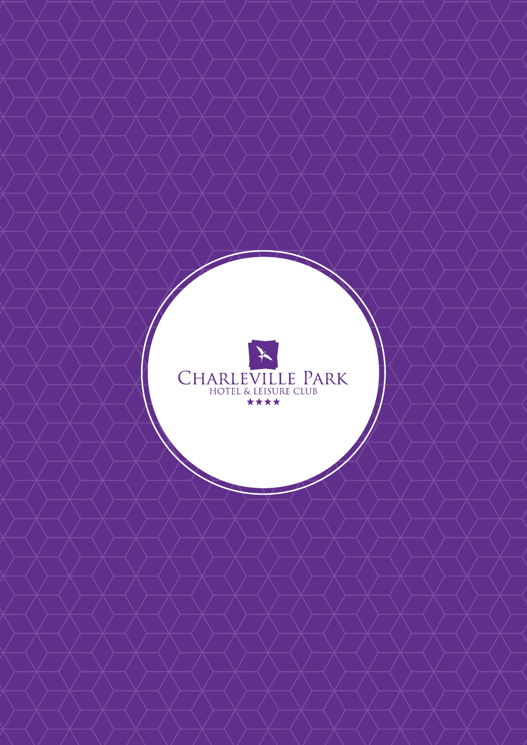CHARLEVILLE PARK

HOTEL & LEISURE CLUB

★★★★